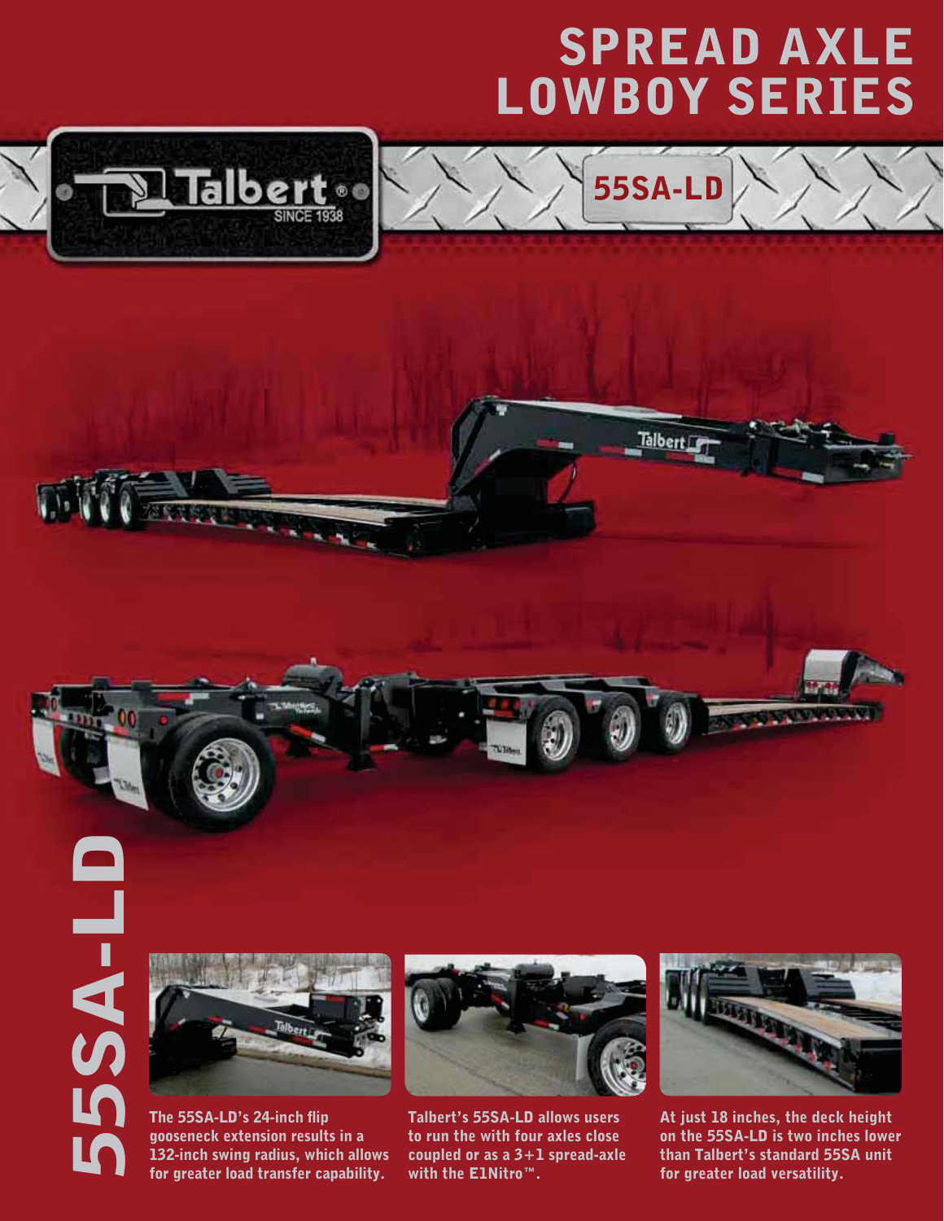# SPREAD AXLE LOWBOY SERIES

Talbert® SINCE 1938

## 55SA-LD

55SA-LD

The 55SA-LD's 24-inch flip gooseneck extension results in a 132-inch swing radius, which allows for greater load transfer capability.

Talbert's 55SA-LD allows users to run the with four axles close coupled or as a 3+1 spread-axle with the E1Nitro™.

At just 18 inches, the deck height on the 55SA-LD is two inches lower than Talbert's standard 55SA unit for greater load versatility.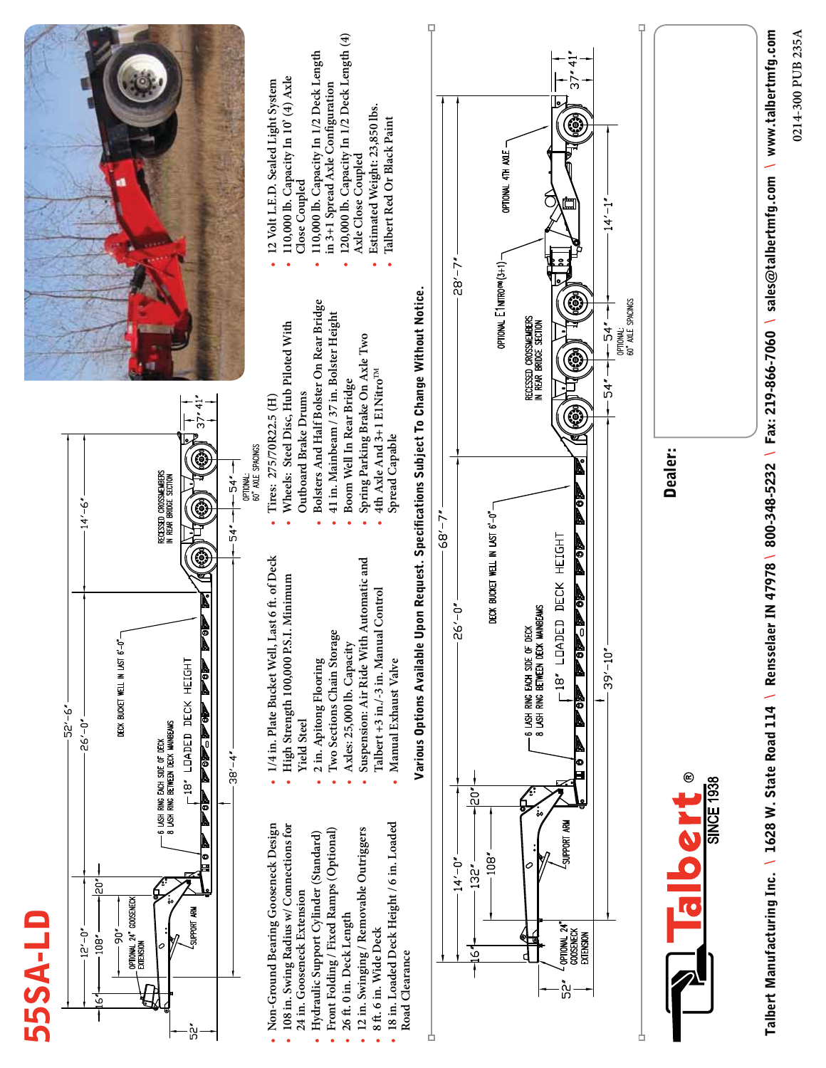# 55SA-LD

52'-6"
26'-0"
14'-6"
12'-0"
20"
16"
108"
90"
OPTIONAL 24" GOOSENECK EXTENSION
SUPPORT ARM
6 LASH RING EACH SIDE OF DECK
8 LASH RING BETWEEN DECK MAINBEAMS
DECK BUCKET WELL IN LAST 6'-0"
18" LOADED DECK HEIGHT
RECESSED CROSSMEMBERS IN REAR BRIDGE SECTION
38'-4"
54"
54"
OPTIONAL: 60" AXLE SPACINGS
52"
37" 41"

- Non-Ground Bearing Gooseneck Design
- 108 in. Swing Radius w/ Connections for 24 in. Gooseneck Extension
- Hydraulic Support Cylinder (Standard)
- Front Folding / Fixed Ramps (Optional)
- 26 ft. 0 in. Deck Length
- 12 in. Swinging / Removable Outriggers
- 8 ft. 6 in. Wide Deck
- 18 in. Loaded Deck Height / 6 in. Loaded Road Clearance
- 1/4 in. Plate Bucket Well, Last 6 ft. of Deck
- High Strength 100,000 P.S.I. Minimum Yield Steel
- 2 in. Apitong Flooring
- Two Sections Chain Storage
- Axles: 25,000 lb. Capacity
- Suspension: Air Ride With Automatic and Talbert +3 in./-3 in. Manual Control
- Manual Exhaust Valve
- Tires: 275/70R22.5 (H)
- Wheels: Steel Disc, Hub Piloted With Outboard Brake Drums
- Bolsters And Half Bolster On Rear Bridge
- 41 in. Mainbeam / 37 in. Bolster Height
- Boom Well In Rear Bridge
- Spring Parking Brake On Axle Two
- 4th Axle And 3+1 E1Nitro™ Spread Capable
- 12 Volt L.E.D. Sealed Light System
- 110,000 lb. Capacity In 10' (4) Axle Close Coupled
- 110,000 lb. Capacity In 1/2 Deck Length in 3+1 Spread Axle Configuration
- 120,000 lb. Capacity In 1/2 Deck Length (4) Axle Close Coupled
- Estimated Weight: 23,850 lbs.
- Talbert Red Or Black Paint

**Various Options Available Upon Request. Specifications Subject To Change Without Notice.**

68'-7"
26'-0"
28'-7"
14'-0"
20"
16"
132"
108"
52"
OPTIONAL 24" GOOSENECK EXTENSION
SUPPORT ARM
6 LASH RING EACH SIDE OF DECK
8 LASH RING BETWEEN DECK MAINBEAMS
DECK BUCKET WELL IN LAST 6'-0"
18" LOADED DECK HEIGHT
RECESSED CROSSMEMBERS IN REAR BRIDGE SECTION
OPTIONAL E1NITRO™ (3+1)
OPTIONAL 4TH AXLE
39'-10"
54"
54"
OPTIONAL: 60" AXLE SPACINGS
14'-1"
37" 41"

Talbert® SINCE 1938

**Dealer:**

**Talbert Manufacturing Inc. \ 1628 W. State Road 114 \ Rensselaer IN 47978 \ 800-348-5232 \ Fax: 219-866-7060 \ sales@talbertmfg.com \ www.talbertmfg.com**

0214-300 PUB 235A